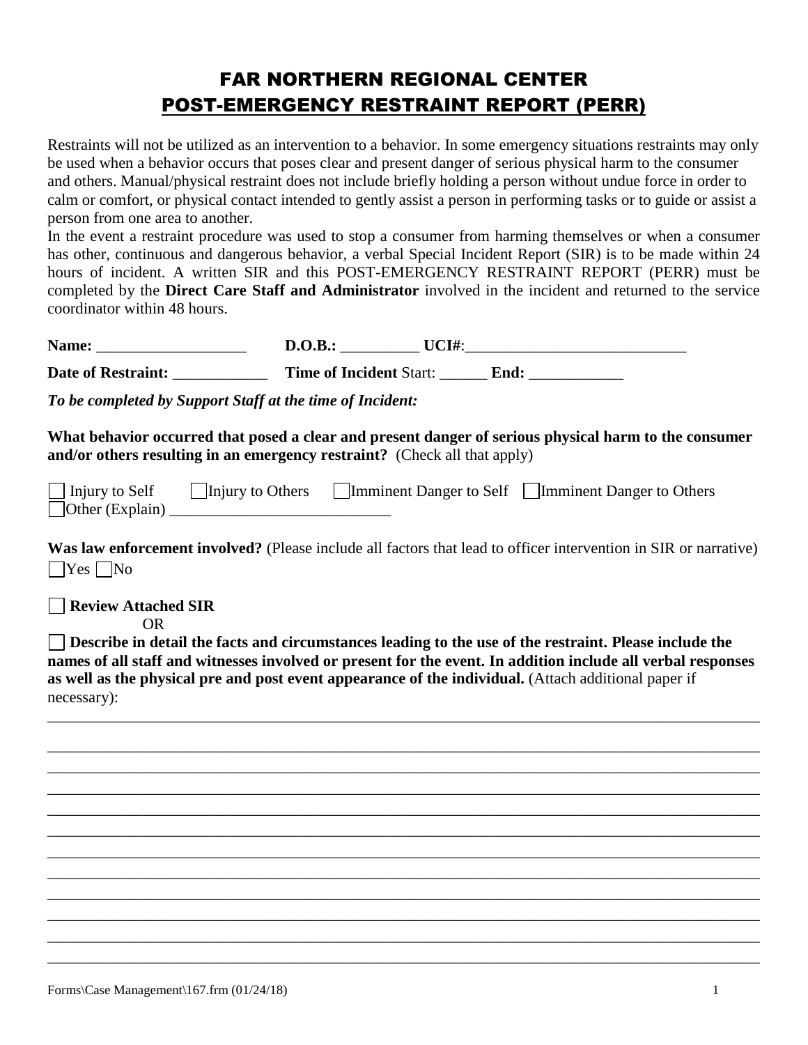# FAR NORTHERN REGIONAL CENTER

## POST-EMERGENCY RESTRAINT REPORT (PERR)

Restraints will not be utilized as an intervention to a behavior. In some emergency situations restraints may only be used when a behavior occurs that poses clear and present danger of serious physical harm to the consumer and others. Manual/physical restraint does not include briefly holding a person without undue force in order to calm or comfort, or physical contact intended to gently assist a person in performing tasks or to guide or assist a person from one area to another.

In the event a restraint procedure was used to stop a consumer from harming themselves or when a consumer has other, continuous and dangerous behavior, a verbal Special Incident Report (SIR) is to be made within 24 hours of incident. A written SIR and this POST-EMERGENCY RESTRAINT REPORT (PERR) must be completed by the **Direct Care Staff and Administrator** involved in the incident and returned to the service coordinator within 48 hours.

**Name:** ___________________ **D.O.B.:** __________ **UCI#**:_____________________________

**Date of Restraint:** ____________ **Time of Incident** Start: ______ **End:** ____________

***To be completed by Support Staff at the time of Incident:***

**What behavior occurred that posed a clear and present danger of serious physical harm to the consumer and/or others resulting in an emergency restraint?** (Check all that apply)

☐ Injury to Self ☐ Injury to Others ☐ Imminent Danger to Self ☐ Imminent Danger to Others
☐ Other (Explain) ____________________________

**Was law enforcement involved?** (Please include all factors that lead to officer intervention in SIR or narrative)
☐ Yes ☐ No

☐ **Review Attached SIR**

OR

☐ **Describe in detail the facts and circumstances leading to the use of the restraint. Please include the names of all staff and witnesses involved or present for the event. In addition include all verbal responses as well as the physical pre and post event appearance of the individual.** (Attach additional paper if necessary):

______________________________________________________________________________________

______________________________________________________________________________________

______________________________________________________________________________________

______________________________________________________________________________________

______________________________________________________________________________________

______________________________________________________________________________________

______________________________________________________________________________________

______________________________________________________________________________________

______________________________________________________________________________________

______________________________________________________________________________________

______________________________________________________________________________________

______________________________________________________________________________________

______________________________________________________________________________________

Forms\Case Management\167.frm (01/24/18)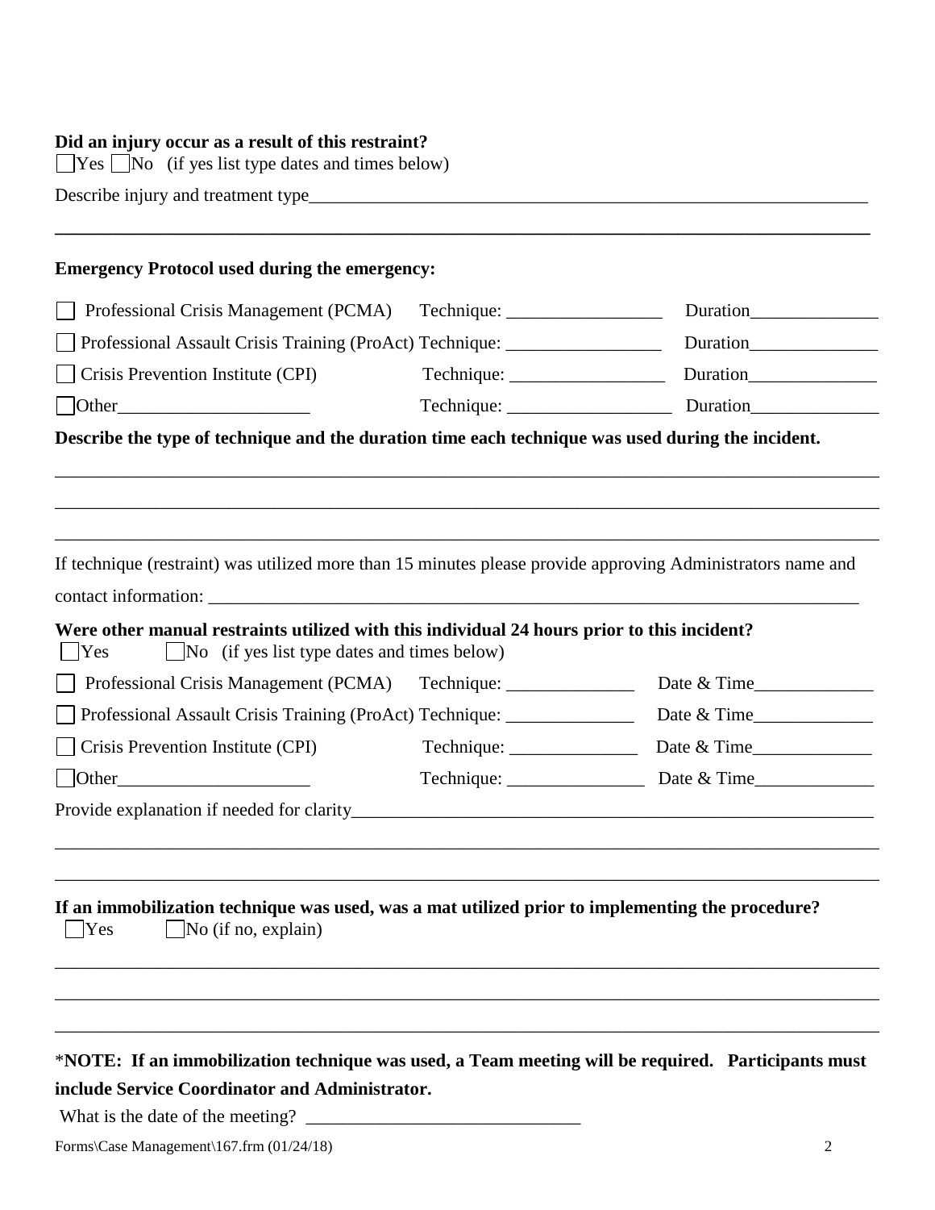**Did an injury occur as a result of this restraint?**

☐Yes ☐No (if yes list type dates and times below)

Describe injury and treatment type________________________________________________________________

_____________________________________________________________________________________

**Emergency Protocol used during the emergency:**

☐ Professional Crisis Management (PCMA) Technique: _________________ Duration______________

☐ Professional Assault Crisis Training (ProAct) Technique: _________________ Duration______________

☐ Crisis Prevention Institute (CPI) Technique: _________________ Duration______________

☐Other_____________________ Technique: __________________ Duration______________

**Describe the type of technique and the duration time each technique was used during the incident.**

_____________________________________________________________________________________

_____________________________________________________________________________________

_____________________________________________________________________________________

If technique (restraint) was utilized more than 15 minutes please provide approving Administrators name and contact information: ____________________________________________________________________________

**Were other manual restraints utilized with this individual 24 hours prior to this incident?**

☐Yes ☐No (if yes list type dates and times below)

☐ Professional Crisis Management (PCMA) Technique: ______________ Date & Time_____________

☐ Professional Assault Crisis Training (ProAct) Technique: ______________ Date & Time_____________

☐ Crisis Prevention Institute (CPI) Technique: ______________ Date & Time_____________

☐Other_____________________ Technique: _______________ Date & Time_____________

Provide explanation if needed for clarity___________________________________________________________

_____________________________________________________________________________________

_____________________________________________________________________________________

**If an immobilization technique was used, was a mat utilized prior to implementing the procedure?**

☐Yes ☐No (if no, explain)

_____________________________________________________________________________________

_____________________________________________________________________________________

_____________________________________________________________________________________

*__NOTE: If an immobilization technique was used, a Team meeting will be required. Participants must include Service Coordinator and Administrator.__

What is the date of the meeting? ______________________________

Forms\Case Management\167.frm (01/24/18)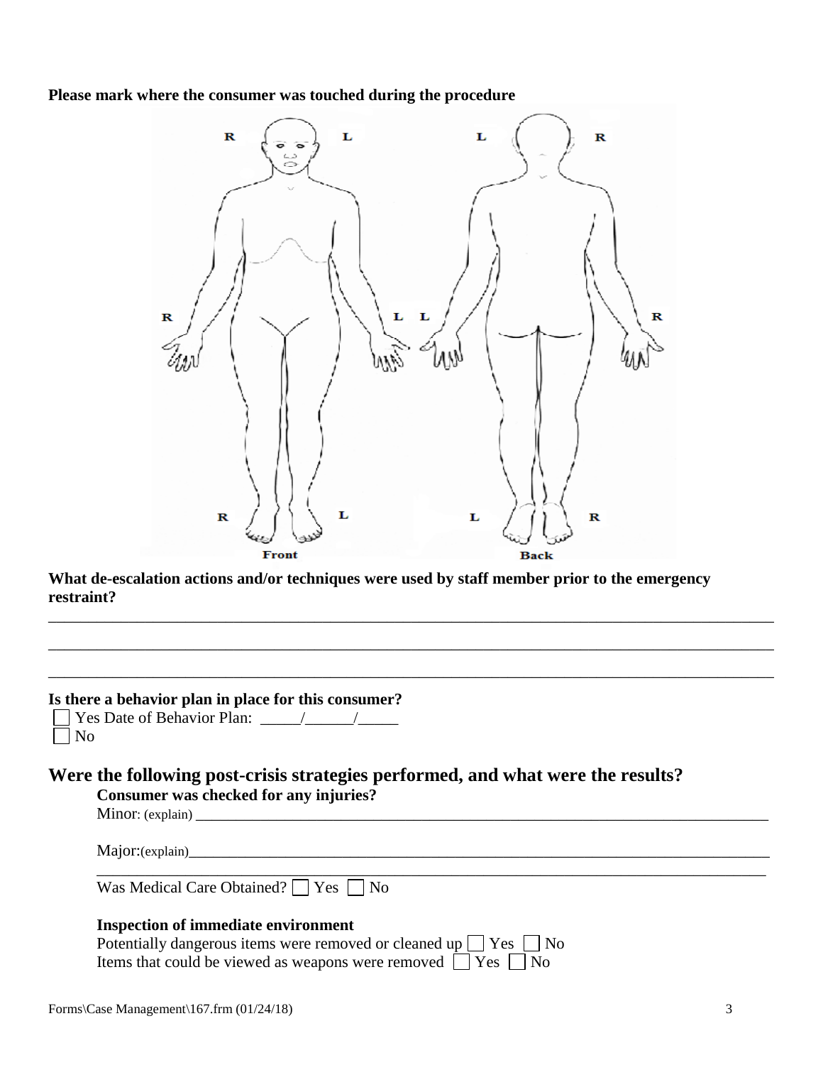**Please mark where the consumer was touched during the procedure**

R L L R

R L L R

R L L R

Front Back

**What de-escalation actions and/or techniques were used by staff member prior to the emergency restraint?**

___________________________________________________________________________________________

___________________________________________________________________________________________

___________________________________________________________________________________________

**Is there a behavior plan in place for this consumer?**

☐ Yes Date of Behavior Plan: _____/______/_____

☐ No

## Were the following post-crisis strategies performed, and what were the results?

**Consumer was checked for any injuries?**

Minor: (explain) ___________________________________________________________________________

Major:(explain)____________________________________________________________________________

___________________________________________________________________________________________

Was Medical Care Obtained? ☐ Yes ☐ No

**Inspection of immediate environment**

Potentially dangerous items were removed or cleaned up ☐ Yes ☐ No

Items that could be viewed as weapons were removed ☐ Yes ☐ No

Forms\Case Management\167.frm (01/24/18)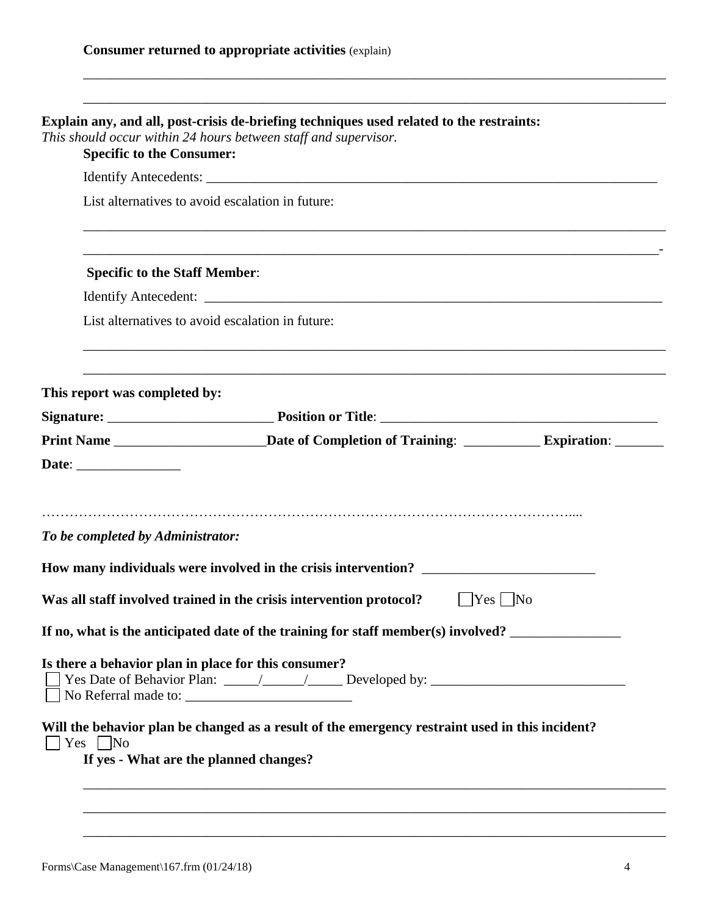**Consumer returned to appropriate activities** (explain)

______________________________________________________________________________

______________________________________________________________________________

**Explain any, and all, post-crisis de-briefing techniques used related to the restraints:**
*This should occur within 24 hours between staff and supervisor.*

**Specific to the Consumer:**

Identify Antecedents: ____________________________________________________________

List alternatives to avoid escalation in future:

______________________________________________________________________________

_____________________________________________________________________________-

**Specific to the Staff Member**:

Identify Antecedent: _____________________________________________________________

List alternatives to avoid escalation in future:

______________________________________________________________________________

______________________________________________________________________________

**This report was completed by:**

**Signature:** ________________________ **Position or Title**: ________________________________________

**Print Name** _____________________**Date of Completion of Training**: ___________ **Expiration**: _______

**Date**: _______________

……………………………………………………………………………………………………....

***To be completed by Administrator:***

**How many individuals were involved in the crisis intervention?** ________________________

**Was all staff involved trained in the crisis intervention protocol?** ☐ Yes ☐ No

**If no, what is the anticipated date of the training for staff member(s) involved?** _______________

**Is there a behavior plan in place for this consumer?**
☐ Yes Date of Behavior Plan: _____/______/_____ Developed by: ____________________________
☐ No Referral made to: ________________________

**Will the behavior plan be changed as a result of the emergency restraint used in this incident?**
☐ Yes ☐ No

**If yes - What are the planned changes?**

______________________________________________________________________________

______________________________________________________________________________

______________________________________________________________________________

Forms\Case Management\167.frm (01/24/18)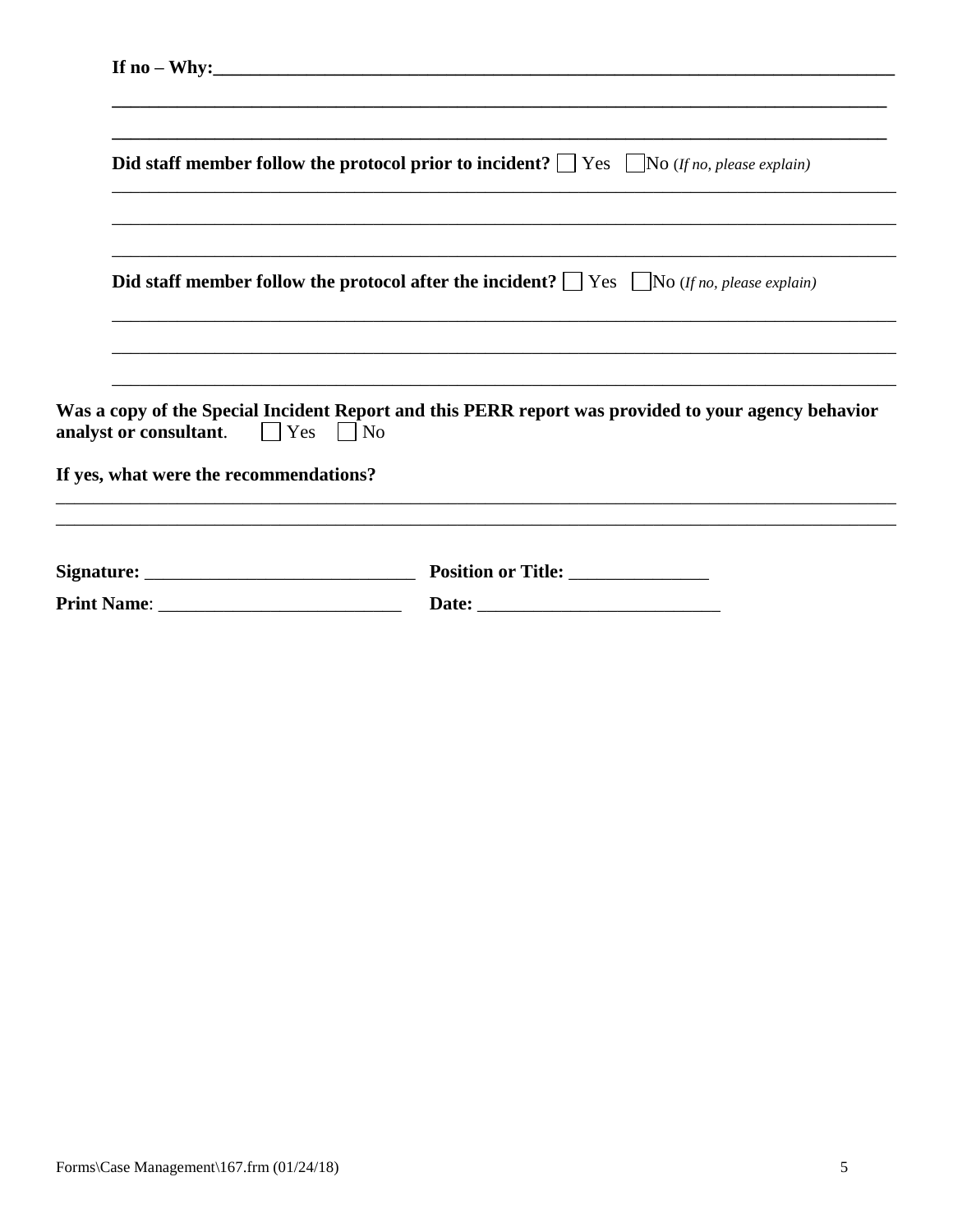**If no – Why:**\_\_\_\_\_\_\_\_\_\_\_\_\_\_\_\_\_\_\_\_\_\_\_\_\_\_\_\_\_\_\_\_\_\_\_\_\_\_\_\_\_\_\_\_\_\_\_\_\_\_\_\_

\_\_\_\_\_\_\_\_\_\_\_\_\_\_\_\_\_\_\_\_\_\_\_\_\_\_\_\_\_\_\_\_\_\_\_\_\_\_\_\_\_\_\_\_\_\_\_\_\_\_\_\_\_\_\_\_\_\_\_\_\_\_\_\_

\_\_\_\_\_\_\_\_\_\_\_\_\_\_\_\_\_\_\_\_\_\_\_\_\_\_\_\_\_\_\_\_\_\_\_\_\_\_\_\_\_\_\_\_\_\_\_\_\_\_\_\_\_\_\_\_\_\_\_\_\_\_\_\_

**Did staff member follow the protocol prior to incident?** ☐ Yes ☐ No *(If no, please explain)*

\_\_\_\_\_\_\_\_\_\_\_\_\_\_\_\_\_\_\_\_\_\_\_\_\_\_\_\_\_\_\_\_\_\_\_\_\_\_\_\_\_\_\_\_\_\_\_\_\_\_\_\_\_\_\_\_\_\_\_\_\_\_\_\_

\_\_\_\_\_\_\_\_\_\_\_\_\_\_\_\_\_\_\_\_\_\_\_\_\_\_\_\_\_\_\_\_\_\_\_\_\_\_\_\_\_\_\_\_\_\_\_\_\_\_\_\_\_\_\_\_\_\_\_\_\_\_\_\_

\_\_\_\_\_\_\_\_\_\_\_\_\_\_\_\_\_\_\_\_\_\_\_\_\_\_\_\_\_\_\_\_\_\_\_\_\_\_\_\_\_\_\_\_\_\_\_\_\_\_\_\_\_\_\_\_\_\_\_\_\_\_\_\_

**Did staff member follow the protocol after the incident?** ☐ Yes ☐ No *(If no, please explain)*

\_\_\_\_\_\_\_\_\_\_\_\_\_\_\_\_\_\_\_\_\_\_\_\_\_\_\_\_\_\_\_\_\_\_\_\_\_\_\_\_\_\_\_\_\_\_\_\_\_\_\_\_\_\_\_\_\_\_\_\_\_\_\_\_

\_\_\_\_\_\_\_\_\_\_\_\_\_\_\_\_\_\_\_\_\_\_\_\_\_\_\_\_\_\_\_\_\_\_\_\_\_\_\_\_\_\_\_\_\_\_\_\_\_\_\_\_\_\_\_\_\_\_\_\_\_\_\_\_

\_\_\_\_\_\_\_\_\_\_\_\_\_\_\_\_\_\_\_\_\_\_\_\_\_\_\_\_\_\_\_\_\_\_\_\_\_\_\_\_\_\_\_\_\_\_\_\_\_\_\_\_\_\_\_\_\_\_\_\_\_\_\_\_

**Was a copy of the Special Incident Report and this PERR report was provided to your agency behavior analyst or consultant**. ☐ Yes ☐ No

**If yes, what were the recommendations?**

\_\_\_\_\_\_\_\_\_\_\_\_\_\_\_\_\_\_\_\_\_\_\_\_\_\_\_\_\_\_\_\_\_\_\_\_\_\_\_\_\_\_\_\_\_\_\_\_\_\_\_\_\_\_\_\_\_\_\_\_\_\_\_\_

\_\_\_\_\_\_\_\_\_\_\_\_\_\_\_\_\_\_\_\_\_\_\_\_\_\_\_\_\_\_\_\_\_\_\_\_\_\_\_\_\_\_\_\_\_\_\_\_\_\_\_\_\_\_\_\_\_\_\_\_\_\_\_\_

**Signature:** \_\_\_\_\_\_\_\_\_\_\_\_\_\_\_\_\_\_\_\_\_\_\_\_\_\_\_\_ **Position or Title:** \_\_\_\_\_\_\_\_\_\_\_\_\_\_\_

**Print Name**: \_\_\_\_\_\_\_\_\_\_\_\_\_\_\_\_\_\_\_\_\_\_\_\_\_\_ **Date:** \_\_\_\_\_\_\_\_\_\_\_\_\_\_\_\_\_\_\_\_\_\_\_\_\_\_

Forms\Case Management\167.frm (01/24/18)